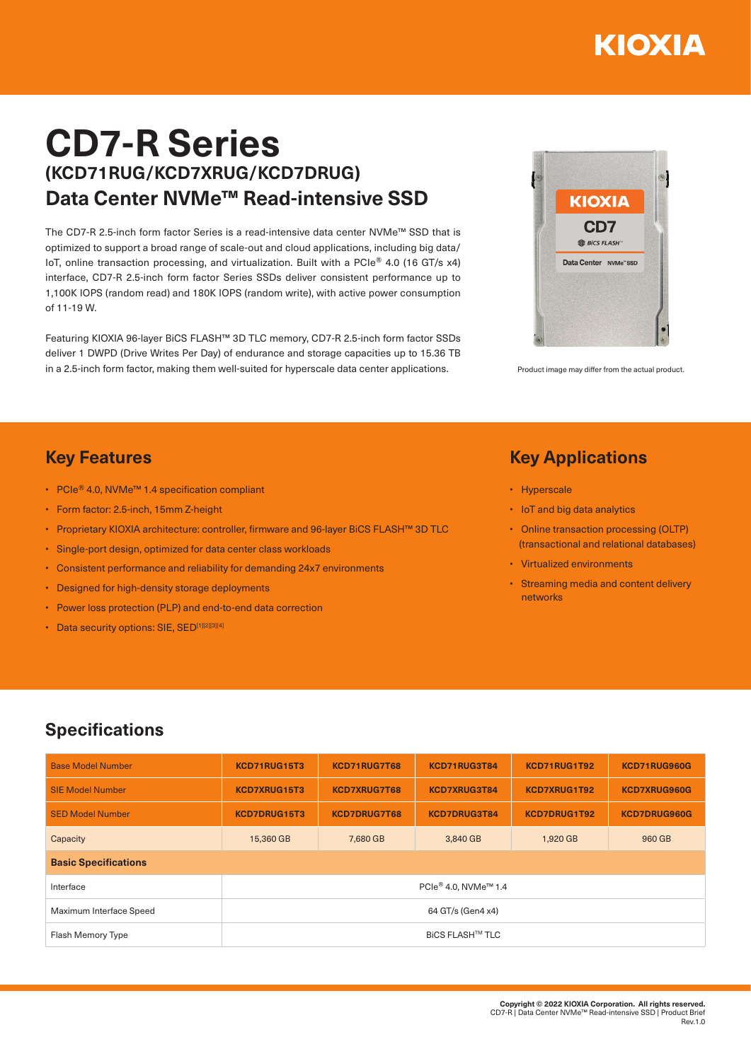KIOXIA

# CD7-R Series

## (KCD71RUG/KCD7XRUG/KCD7DRUG) Data Center NVMe™ Read-intensive SSD

The CD7-R 2.5-inch form factor Series is a read-intensive data center NVMe™ SSD that is optimized to support a broad range of scale-out and cloud applications, including big data/IoT, online transaction processing, and virtualization. Built with a PCIe® 4.0 (16 GT/s x4) interface, CD7-R 2.5-inch form factor Series SSDs deliver consistent performance up to 1,100K IOPS (random read) and 180K IOPS (random write), with active power consumption of 11-19 W.

Featuring KIOXIA 96-layer BiCS FLASH™ 3D TLC memory, CD7-R 2.5-inch form factor SSDs deliver 1 DWPD (Drive Writes Per Day) of endurance and storage capacities up to 15.36 TB in a 2.5-inch form factor, making them well-suited for hyperscale data center applications.

Product image may differ from the actual product.

## Key Features

- PCIe® 4.0, NVMe™ 1.4 specification compliant
- Form factor: 2.5-inch, 15mm Z-height
- Proprietary KIOXIA architecture: controller, firmware and 96-layer BiCS FLASH™ 3D TLC
- Single-port design, optimized for data center class workloads
- Consistent performance and reliability for demanding 24x7 environments
- Designed for high-density storage deployments
- Power loss protection (PLP) and end-to-end data correction
- Data security options: SIE, SED[1][2][3][4]

## Key Applications

- Hyperscale
- IoT and big data analytics
- Online transaction processing (OLTP) (transactional and relational databases)
- Virtualized environments
- Streaming media and content delivery networks

## Specifications

| Base Model Number | KCD71RUG15T3 | KCD71RUG7T68 | KCD71RUG3T84 | KCD71RUG1T92 | KCD71RUG960G |
|---|---|---|---|---|---|
| SIE Model Number | KCD7XRUG15T3 | KCD7XRUG7T68 | KCD7XRUG3T84 | KCD7XRUG1T92 | KCD7XRUG960G |
| SED Model Number | KCD7DRUG15T3 | KCD7DRUG7T68 | KCD7DRUG3T84 | KCD7DRUG1T92 | KCD7DRUG960G |
| Capacity | 15,360 GB | 7,680 GB | 3,840 GB | 1,920 GB | 960 GB |
| **Basic Specifications** | | | | | |
| Interface | PCIe® 4.0, NVMe™ 1.4 | | | | |
| Maximum Interface Speed | 64 GT/s (Gen4 x4) | | | | |
| Flash Memory Type | BiCS FLASH™ TLC | | | | |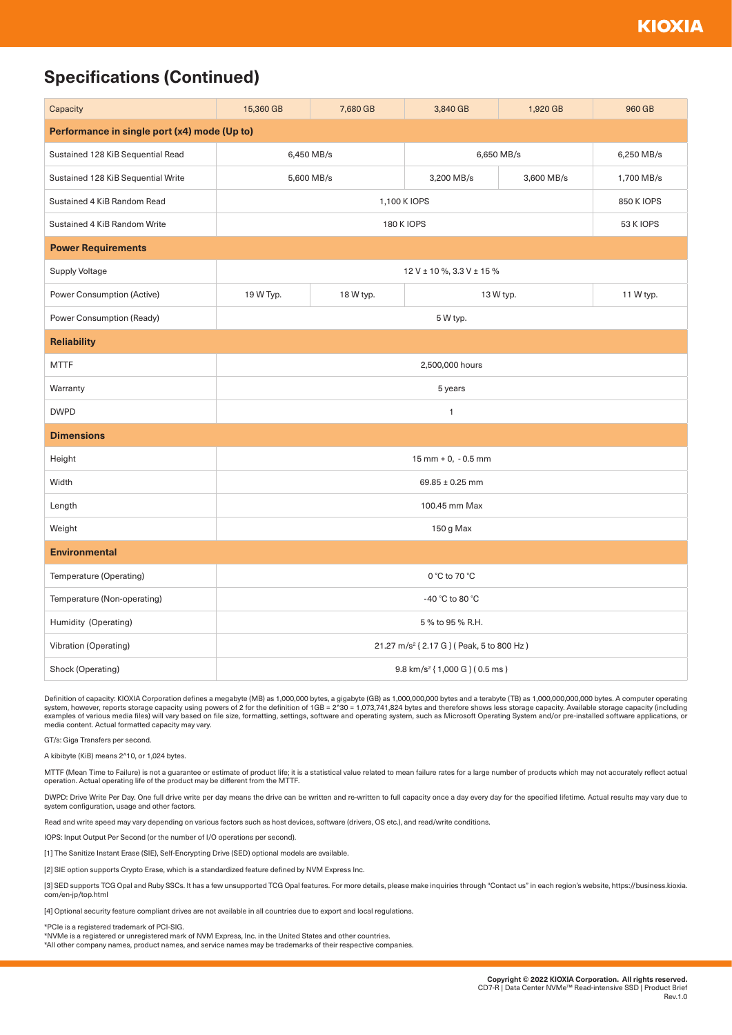## Specifications (Continued)

| Capacity | 15,360 GB | 7,680 GB | 3,840 GB | 1,920 GB | 960 GB |
|---|---|---|---|---|---|
| **Performance in single port (x4) mode (Up to)** | | | | | |
| Sustained 128 KiB Sequential Read | 6,450 MB/s | | 6,650 MB/s | | 6,250 MB/s |
| Sustained 128 KiB Sequential Write | 5,600 MB/s | | 3,200 MB/s | 3,600 MB/s | 1,700 MB/s |
| Sustained 4 KiB Random Read | 1,100 K IOPS | | | | 850 K IOPS |
| Sustained 4 KiB Random Write | 180 K IOPS | | | | 53 K IOPS |
| **Power Requirements** | | | | | |
| Supply Voltage | 12 V ± 10 %, 3.3 V ± 15 % | | | | |
| Power Consumption (Active) | 19 W Typ. | 18 W typ. | 13 W typ. | | 11 W typ. |
| Power Consumption (Ready) | 5 W typ. | | | | |
| **Reliability** | | | | | |
| MTTF | 2,500,000 hours | | | | |
| Warranty | 5 years | | | | |
| DWPD | 1 | | | | |
| **Dimensions** | | | | | |
| Height | 15 mm + 0, - 0.5 mm | | | | |
| Width | 69.85 ± 0.25 mm | | | | |
| Length | 100.45 mm Max | | | | |
| Weight | 150 g Max | | | | |
| **Environmental** | | | | | |
| Temperature (Operating) | 0 °C to 70 °C | | | | |
| Temperature (Non-operating) | -40 °C to 80 °C | | | | |
| Humidity (Operating) | 5 % to 95 % R.H. | | | | |
| Vibration (Operating) | 21.27 $m/s^2$ { 2.17 G } ( Peak, 5 to 800 Hz ) | | | | |
| Shock (Operating) | 9.8 $km/s^2$ { 1,000 G } ( 0.5 ms ) | | | | |

Definition of capacity: KIOXIA Corporation defines a megabyte (MB) as 1,000,000 bytes, a gigabyte (GB) as 1,000,000,000 bytes and a terabyte (TB) as 1,000,000,000,000 bytes. A computer operating system, however, reports storage capacity using powers of 2 for the definition of 1GB = 2^30 = 1,073,741,824 bytes and therefore shows less storage capacity. Available storage capacity (including examples of various media files) will vary based on file size, formatting, settings, software and operating system, such as Microsoft Operating System and/or pre-installed software applications, or media content. Actual formatted capacity may vary.

GT/s: Giga Transfers per second.

A kibibyte (KiB) means 2^10, or 1,024 bytes.

MTTF (Mean Time to Failure) is not a guarantee or estimate of product life; it is a statistical value related to mean failure rates for a large number of products which may not accurately reflect actual operation. Actual operating life of the product may be different from the MTTF.

DWPD: Drive Write Per Day. One full drive write per day means the drive can be written and re-written to full capacity once a day every day for the specified lifetime. Actual results may vary due to system configuration, usage and other factors.

Read and write speed may vary depending on various factors such as host devices, software (drivers, OS etc.), and read/write conditions.

IOPS: Input Output Per Second (or the number of I/O operations per second).

[1] The Sanitize Instant Erase (SIE), Self-Encrypting Drive (SED) optional models are available.

[2] SIE option supports Crypto Erase, which is a standardized feature defined by NVM Express Inc.

[3] SED supports TCG Opal and Ruby SSCs. It has a few unsupported TCG Opal features. For more details, please make inquiries through "Contact us" in each region's website, https://business.kioxia.com/en-jp/top.html

[4] Optional security feature compliant drives are not available in all countries due to export and local regulations.

*PCIe is a registered trademark of PCI-SIG.
*NVMe is a registered or unregistered mark of NVM Express, Inc. in the United States and other countries.
*All other company names, product names, and service names may be trademarks of their respective companies.

**Copyright © 2022 KIOXIA Corporation. All rights reserved.**
CD7-R | Data Center NVMe™ Read-intensive SSD | Product Brief
Rev.1.0